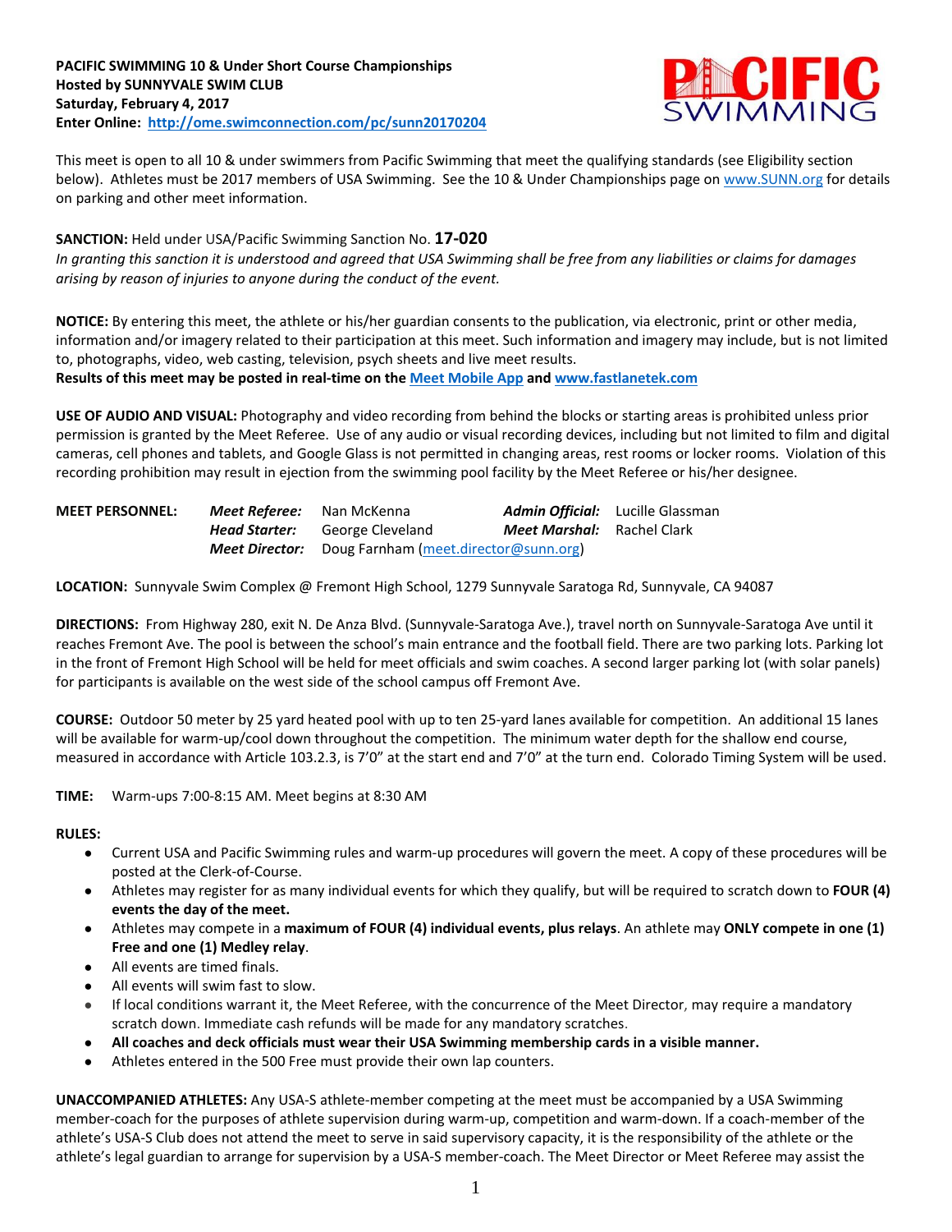**PACIFIC SWIMMING 10 & Under Short Course Championships**
**Hosted by SUNNYVALE SWIM CLUB**
**Saturday, February 4, 2017**
**Enter Online: [http://ome.swimconnection.com/pc/sunn20170204](http://ome.swimconnection.com/pc/sunn20170204)**

This meet is open to all 10 & under swimmers from Pacific Swimming that meet the qualifying standards (see Eligibility section below). Athletes must be 2017 members of USA Swimming. See the 10 & Under Championships page on [www.SUNN.org](www.SUNN.org) for details on parking and other meet information.

**SANCTION:** Held under USA/Pacific Swimming Sanction No. **17-020**
*In granting this sanction it is understood and agreed that USA Swimming shall be free from any liabilities or claims for damages arising by reason of injuries to anyone during the conduct of the event.*

**NOTICE:** By entering this meet, the athlete or his/her guardian consents to the publication, via electronic, print or other media, information and/or imagery related to their participation at this meet. Such information and imagery may include, but is not limited to, photographs, video, web casting, television, psych sheets and live meet results.
**Results of this meet may be posted in real-time on the Meet Mobile App and [www.fastlanetek.com](www.fastlanetek.com)**

**USE OF AUDIO AND VISUAL:** Photography and video recording from behind the blocks or starting areas is prohibited unless prior permission is granted by the Meet Referee. Use of any audio or visual recording devices, including but not limited to film and digital cameras, cell phones and tablets, and Google Glass is not permitted in changing areas, rest rooms or locker rooms. Violation of this recording prohibition may result in ejection from the swimming pool facility by the Meet Referee or his/her designee.

**MEET PERSONNEL:**

| | | | |
|---|---|---|---|
| ***Meet Referee:*** | Nan McKenna | ***Admin Official:*** | Lucille Glassman |
| ***Head Starter:*** | George Cleveland | ***Meet Marshal:*** | Rachel Clark |
| ***Meet Director:*** | Doug Farnham (meet.director@sunn.org) | | |

**LOCATION:** Sunnyvale Swim Complex @ Fremont High School, 1279 Sunnyvale Saratoga Rd, Sunnyvale, CA 94087

**DIRECTIONS:** From Highway 280, exit N. De Anza Blvd. (Sunnyvale-Saratoga Ave.), travel north on Sunnyvale-Saratoga Ave until it reaches Fremont Ave. The pool is between the school's main entrance and the football field. There are two parking lots. Parking lot in the front of Fremont High School will be held for meet officials and swim coaches. A second larger parking lot (with solar panels) for participants is available on the west side of the school campus off Fremont Ave.

**COURSE:** Outdoor 50 meter by 25 yard heated pool with up to ten 25-yard lanes available for competition. An additional 15 lanes will be available for warm-up/cool down throughout the competition. The minimum water depth for the shallow end course, measured in accordance with Article 103.2.3, is 7'0" at the start end and 7'0" at the turn end. Colorado Timing System will be used.

**TIME:** Warm-ups 7:00-8:15 AM. Meet begins at 8:30 AM

**RULES:**

- Current USA and Pacific Swimming rules and warm-up procedures will govern the meet. A copy of these procedures will be posted at the Clerk-of-Course.
- Athletes may register for as many individual events for which they qualify, but will be required to scratch down to **FOUR (4) events the day of the meet.**
- Athletes may compete in a **maximum of FOUR (4) individual events, plus relays**. An athlete may **ONLY compete in one (1) Free and one (1) Medley relay**.
- All events are timed finals.
- All events will swim fast to slow.
- If local conditions warrant it, the Meet Referee, with the concurrence of the Meet Director, may require a mandatory scratch down. Immediate cash refunds will be made for any mandatory scratches.
- **All coaches and deck officials must wear their USA Swimming membership cards in a visible manner.**
- Athletes entered in the 500 Free must provide their own lap counters.

**UNACCOMPANIED ATHLETES:** Any USA-S athlete-member competing at the meet must be accompanied by a USA Swimming member-coach for the purposes of athlete supervision during warm-up, competition and warm-down. If a coach-member of the athlete's USA-S Club does not attend the meet to serve in said supervisory capacity, it is the responsibility of the athlete or the athlete's legal guardian to arrange for supervision by a USA-S member-coach. The Meet Director or Meet Referee may assist the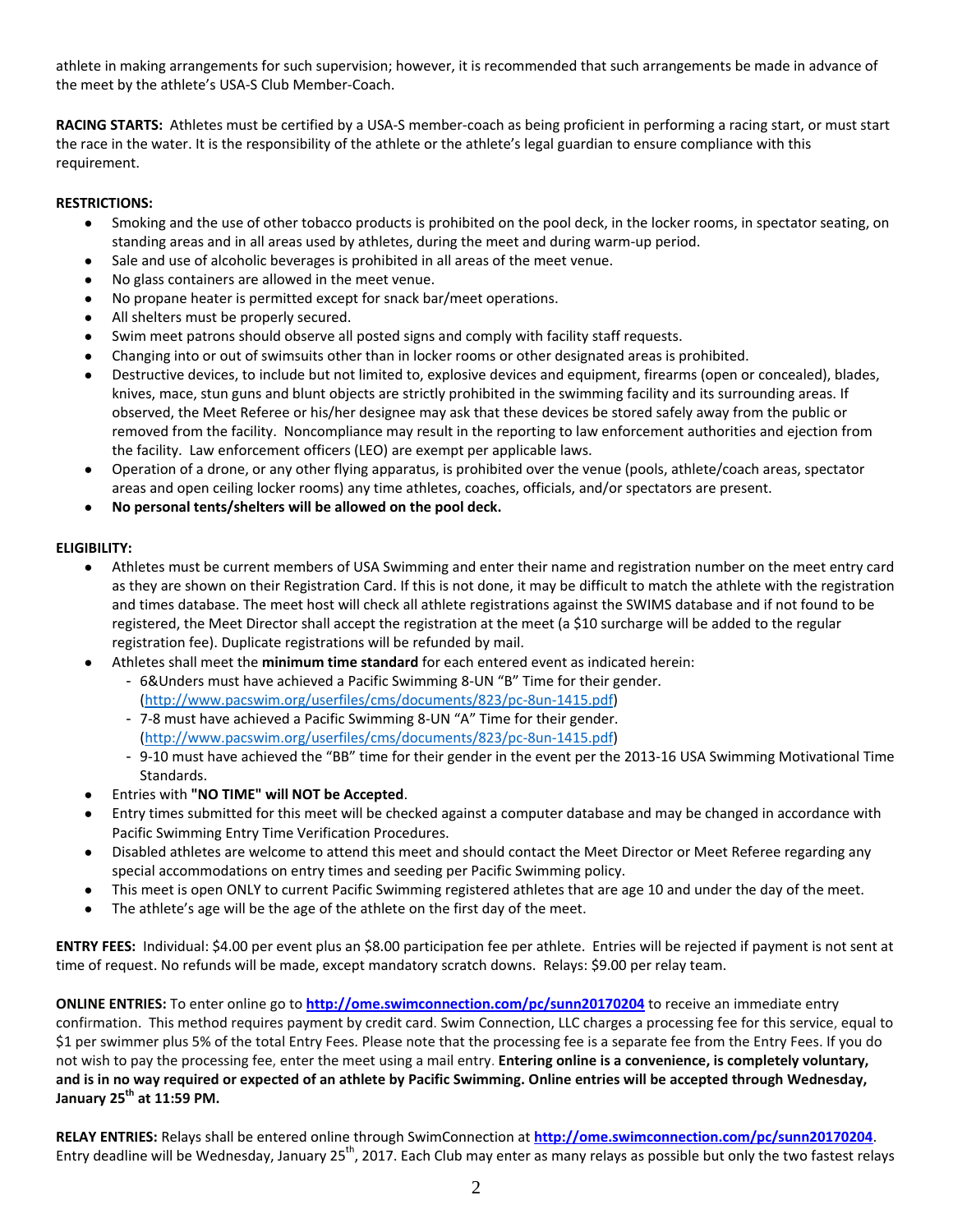athlete in making arrangements for such supervision; however, it is recommended that such arrangements be made in advance of the meet by the athlete's USA-S Club Member-Coach.

**RACING STARTS:** Athletes must be certified by a USA-S member-coach as being proficient in performing a racing start, or must start the race in the water. It is the responsibility of the athlete or the athlete's legal guardian to ensure compliance with this requirement.

**RESTRICTIONS:**

- Smoking and the use of other tobacco products is prohibited on the pool deck, in the locker rooms, in spectator seating, on standing areas and in all areas used by athletes, during the meet and during warm-up period.
- Sale and use of alcoholic beverages is prohibited in all areas of the meet venue.
- No glass containers are allowed in the meet venue.
- No propane heater is permitted except for snack bar/meet operations.
- All shelters must be properly secured.
- Swim meet patrons should observe all posted signs and comply with facility staff requests.
- Changing into or out of swimsuits other than in locker rooms or other designated areas is prohibited.
- Destructive devices, to include but not limited to, explosive devices and equipment, firearms (open or concealed), blades, knives, mace, stun guns and blunt objects are strictly prohibited in the swimming facility and its surrounding areas. If observed, the Meet Referee or his/her designee may ask that these devices be stored safely away from the public or removed from the facility. Noncompliance may result in the reporting to law enforcement authorities and ejection from the facility. Law enforcement officers (LEO) are exempt per applicable laws.
- Operation of a drone, or any other flying apparatus, is prohibited over the venue (pools, athlete/coach areas, spectator areas and open ceiling locker rooms) any time athletes, coaches, officials, and/or spectators are present.
- **No personal tents/shelters will be allowed on the pool deck.**

**ELIGIBILITY:**

- Athletes must be current members of USA Swimming and enter their name and registration number on the meet entry card as they are shown on their Registration Card. If this is not done, it may be difficult to match the athlete with the registration and times database. The meet host will check all athlete registrations against the SWIMS database and if not found to be registered, the Meet Director shall accept the registration at the meet (a $10 surcharge will be added to the regular registration fee). Duplicate registrations will be refunded by mail.
- Athletes shall meet the **minimum time standard** for each entered event as indicated herein:
  - 6&Unders must have achieved a Pacific Swimming 8-UN "B" Time for their gender. (http://www.pacswim.org/userfiles/cms/documents/823/pc-8un-1415.pdf)
  - 7-8 must have achieved a Pacific Swimming 8-UN "A" Time for their gender. (http://www.pacswim.org/userfiles/cms/documents/823/pc-8un-1415.pdf)
  - 9-10 must have achieved the "BB" time for their gender in the event per the 2013-16 USA Swimming Motivational Time Standards.
- Entries with **"NO TIME" will NOT be Accepted**.
- Entry times submitted for this meet will be checked against a computer database and may be changed in accordance with Pacific Swimming Entry Time Verification Procedures.
- Disabled athletes are welcome to attend this meet and should contact the Meet Director or Meet Referee regarding any special accommodations on entry times and seeding per Pacific Swimming policy.
- This meet is open ONLY to current Pacific Swimming registered athletes that are age 10 and under the day of the meet.
- The athlete's age will be the age of the athlete on the first day of the meet.

**ENTRY FEES:** Individual: $4.00 per event plus an $8.00 participation fee per athlete. Entries will be rejected if payment is not sent at time of request. No refunds will be made, except mandatory scratch downs. Relays: $9.00 per relay team.

**ONLINE ENTRIES:** To enter online go to **http://ome.swimconnection.com/pc/sunn20170204** to receive an immediate entry confirmation. This method requires payment by credit card. Swim Connection, LLC charges a processing fee for this service, equal to $1 per swimmer plus 5% of the total Entry Fees. Please note that the processing fee is a separate fee from the Entry Fees. If you do not wish to pay the processing fee, enter the meet using a mail entry. **Entering online is a convenience, is completely voluntary, and is in no way required or expected of an athlete by Pacific Swimming. Online entries will be accepted through Wednesday, January 25th at 11:59 PM.**

**RELAY ENTRIES:** Relays shall be entered online through SwimConnection at **http://ome.swimconnection.com/pc/sunn20170204**. Entry deadline will be Wednesday, January 25th, 2017. Each Club may enter as many relays as possible but only the two fastest relays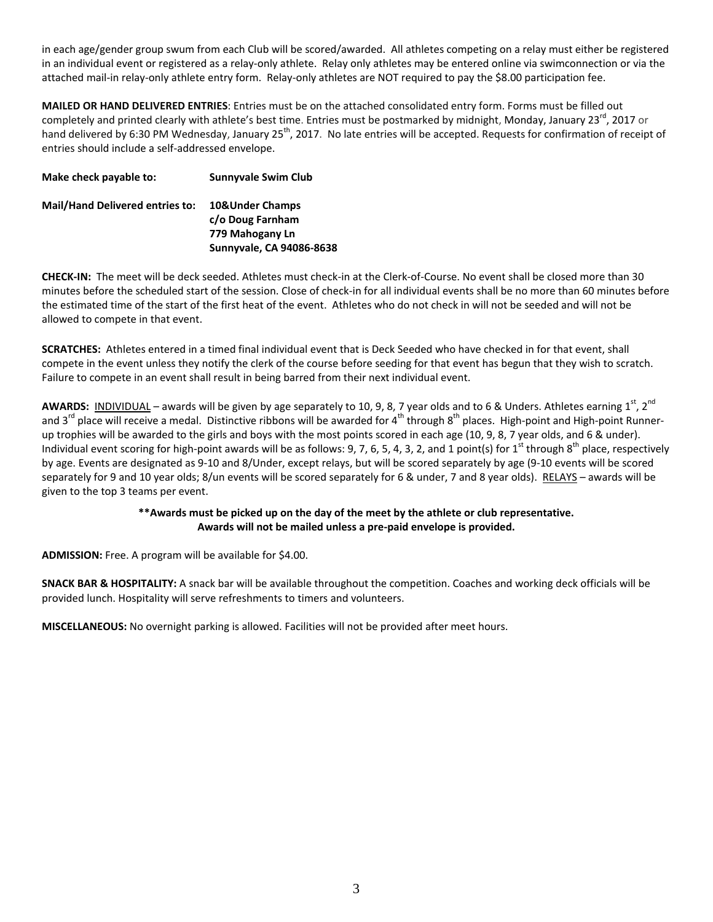in each age/gender group swum from each Club will be scored/awarded. All athletes competing on a relay must either be registered in an individual event or registered as a relay-only athlete. Relay only athletes may be entered online via swimconnection or via the attached mail-in relay-only athlete entry form. Relay-only athletes are NOT required to pay the $8.00 participation fee.

**MAILED OR HAND DELIVERED ENTRIES**: Entries must be on the attached consolidated entry form. Forms must be filled out completely and printed clearly with athlete's best time. Entries must be postmarked by midnight, Monday, January 23rd, 2017 or hand delivered by 6:30 PM Wednesday, January 25th, 2017. No late entries will be accepted. Requests for confirmation of receipt of entries should include a self-addressed envelope.

**Make check payable to:** **Sunnyvale Swim Club**

**Mail/Hand Delivered entries to:** **10&Under Champs**
**c/o Doug Farnham**
**779 Mahogany Ln**
**Sunnyvale, CA 94086-8638**

**CHECK-IN:** The meet will be deck seeded. Athletes must check-in at the Clerk-of-Course. No event shall be closed more than 30 minutes before the scheduled start of the session. Close of check-in for all individual events shall be no more than 60 minutes before the estimated time of the start of the first heat of the event. Athletes who do not check in will not be seeded and will not be allowed to compete in that event.

**SCRATCHES:** Athletes entered in a timed final individual event that is Deck Seeded who have checked in for that event, shall compete in the event unless they notify the clerk of the course before seeding for that event has begun that they wish to scratch. Failure to compete in an event shall result in being barred from their next individual event.

**AWARDS:** INDIVIDUAL – awards will be given by age separately to 10, 9, 8, 7 year olds and to 6 & Unders. Athletes earning 1st, 2nd and 3rd place will receive a medal. Distinctive ribbons will be awarded for 4th through 8th places. High-point and High-point Runner-up trophies will be awarded to the girls and boys with the most points scored in each age (10, 9, 8, 7 year olds, and 6 & under). Individual event scoring for high-point awards will be as follows: 9, 7, 6, 5, 4, 3, 2, and 1 point(s) for 1st through 8th place, respectively by age. Events are designated as 9-10 and 8/Under, except relays, but will be scored separately by age (9-10 events will be scored separately for 9 and 10 year olds; 8/un events will be scored separately for 6 & under, 7 and 8 year olds). RELAYS – awards will be given to the top 3 teams per event.

**\*\*Awards must be picked up on the day of the meet by the athlete or club representative.**
**Awards will not be mailed unless a pre-paid envelope is provided.**

**ADMISSION:** Free. A program will be available for $4.00.

**SNACK BAR & HOSPITALITY:** A snack bar will be available throughout the competition. Coaches and working deck officials will be provided lunch. Hospitality will serve refreshments to timers and volunteers.

**MISCELLANEOUS:** No overnight parking is allowed. Facilities will not be provided after meet hours.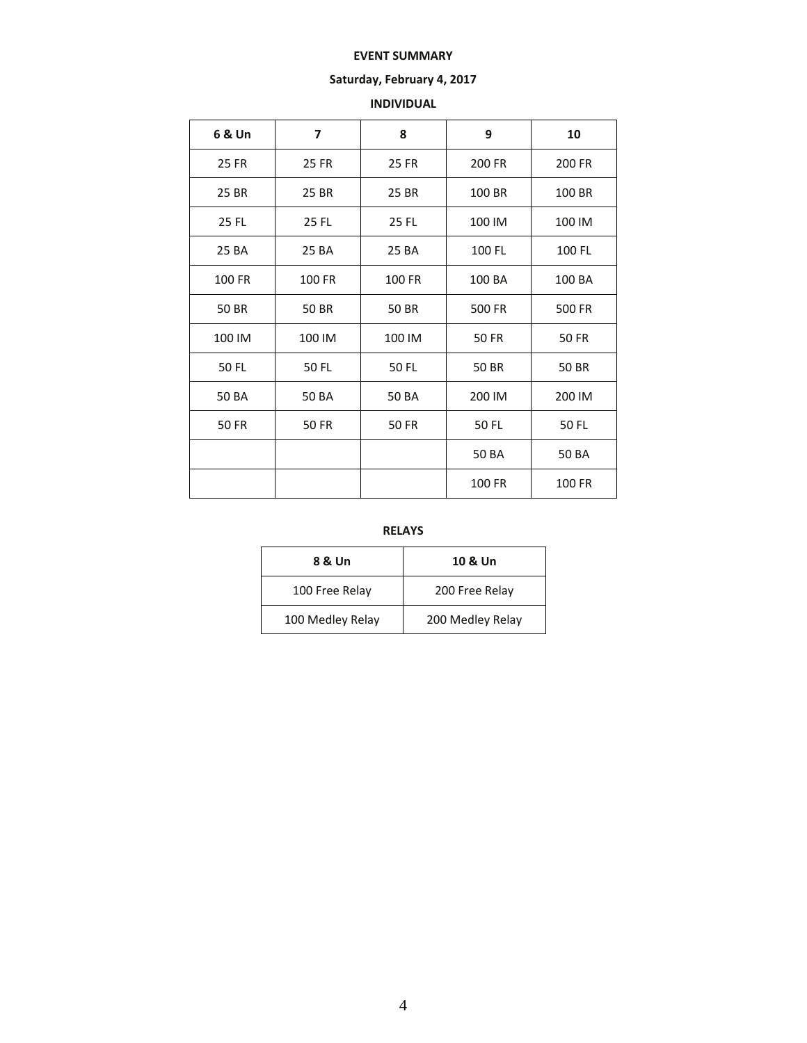**EVENT SUMMARY**

**Saturday, February 4, 2017**

**INDIVIDUAL**

| 6 & Un | 7 | 8 | 9 | 10 |
|---|---|---|---|---|
| 25 FR | 25 FR | 25 FR | 200 FR | 200 FR |
| 25 BR | 25 BR | 25 BR | 100 BR | 100 BR |
| 25 FL | 25 FL | 25 FL | 100 IM | 100 IM |
| 25 BA | 25 BA | 25 BA | 100 FL | 100 FL |
| 100 FR | 100 FR | 100 FR | 100 BA | 100 BA |
| 50 BR | 50 BR | 50 BR | 500 FR | 500 FR |
| 100 IM | 100 IM | 100 IM | 50 FR | 50 FR |
| 50 FL | 50 FL | 50 FL | 50 BR | 50 BR |
| 50 BA | 50 BA | 50 BA | 200 IM | 200 IM |
| 50 FR | 50 FR | 50 FR | 50 FL | 50 FL |
| | | | 50 BA | 50 BA |
| | | | 100 FR | 100 FR |

**RELAYS**

| 8 & Un | 10 & Un |
|---|---|
| 100 Free Relay | 200 Free Relay |
| 100 Medley Relay | 200 Medley Relay |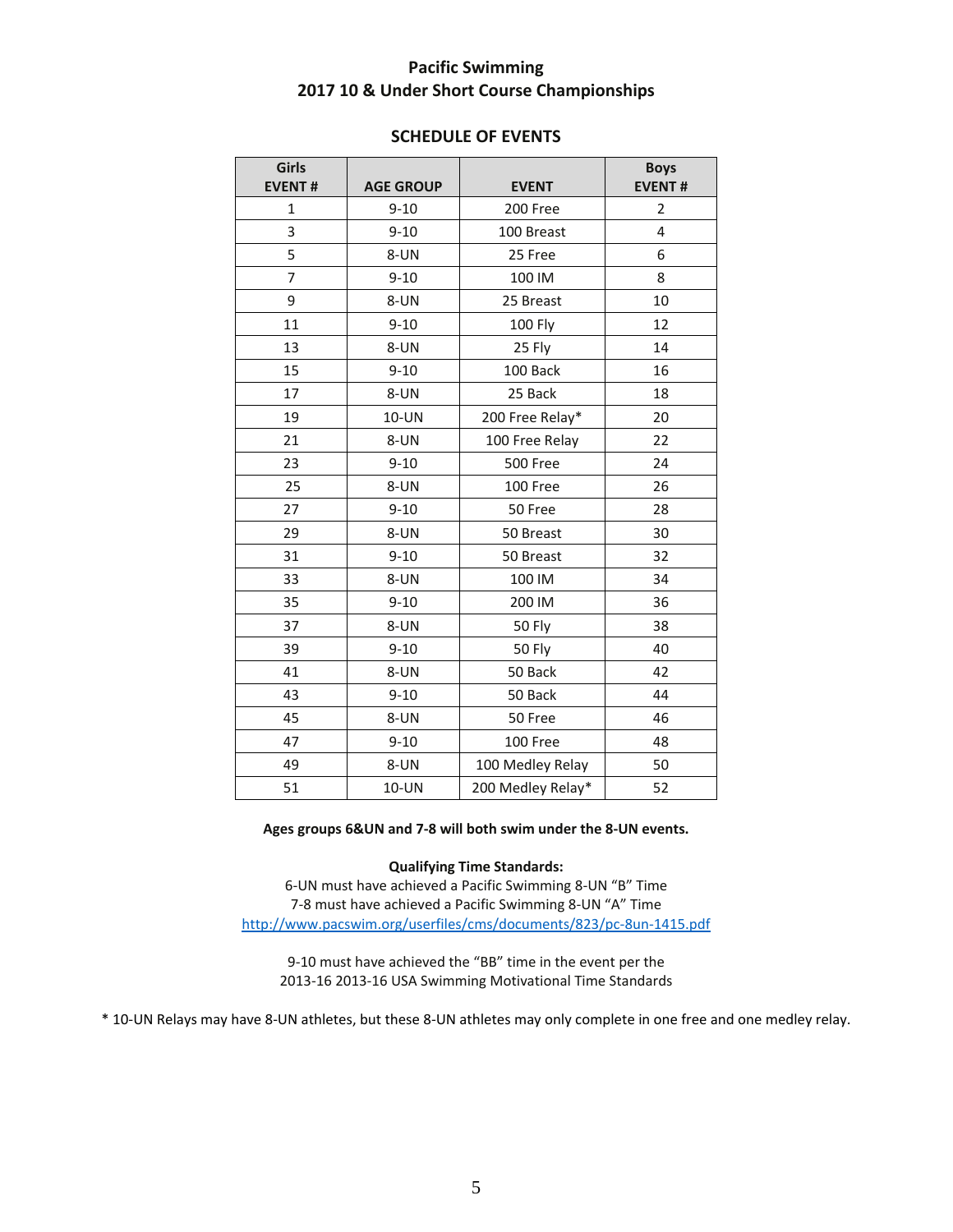# Pacific Swimming
## 2017 10 & Under Short Course Championships

### SCHEDULE OF EVENTS

| Girls EVENT # | AGE GROUP | EVENT | Boys EVENT # |
|---|---|---|---|
| 1 | 9-10 | 200 Free | 2 |
| 3 | 9-10 | 100 Breast | 4 |
| 5 | 8-UN | 25 Free | 6 |
| 7 | 9-10 | 100 IM | 8 |
| 9 | 8-UN | 25 Breast | 10 |
| 11 | 9-10 | 100 Fly | 12 |
| 13 | 8-UN | 25 Fly | 14 |
| 15 | 9-10 | 100 Back | 16 |
| 17 | 8-UN | 25 Back | 18 |
| 19 | 10-UN | 200 Free Relay* | 20 |
| 21 | 8-UN | 100 Free Relay | 22 |
| 23 | 9-10 | 500 Free | 24 |
| 25 | 8-UN | 100 Free | 26 |
| 27 | 9-10 | 50 Free | 28 |
| 29 | 8-UN | 50 Breast | 30 |
| 31 | 9-10 | 50 Breast | 32 |
| 33 | 8-UN | 100 IM | 34 |
| 35 | 9-10 | 200 IM | 36 |
| 37 | 8-UN | 50 Fly | 38 |
| 39 | 9-10 | 50 Fly | 40 |
| 41 | 8-UN | 50 Back | 42 |
| 43 | 9-10 | 50 Back | 44 |
| 45 | 8-UN | 50 Free | 46 |
| 47 | 9-10 | 100 Free | 48 |
| 49 | 8-UN | 100 Medley Relay | 50 |
| 51 | 10-UN | 200 Medley Relay* | 52 |

**Ages groups 6&UN and 7-8 will both swim under the 8-UN events.**

**Qualifying Time Standards:**

6-UN must have achieved a Pacific Swimming 8-UN "B" Time
7-8 must have achieved a Pacific Swimming 8-UN "A" Time
http://www.pacswim.org/userfiles/cms/documents/823/pc-8un-1415.pdf

9-10 must have achieved the "BB" time in the event per the
2013-16 2013-16 USA Swimming Motivational Time Standards

* 10-UN Relays may have 8-UN athletes, but these 8-UN athletes may only complete in one free and one medley relay.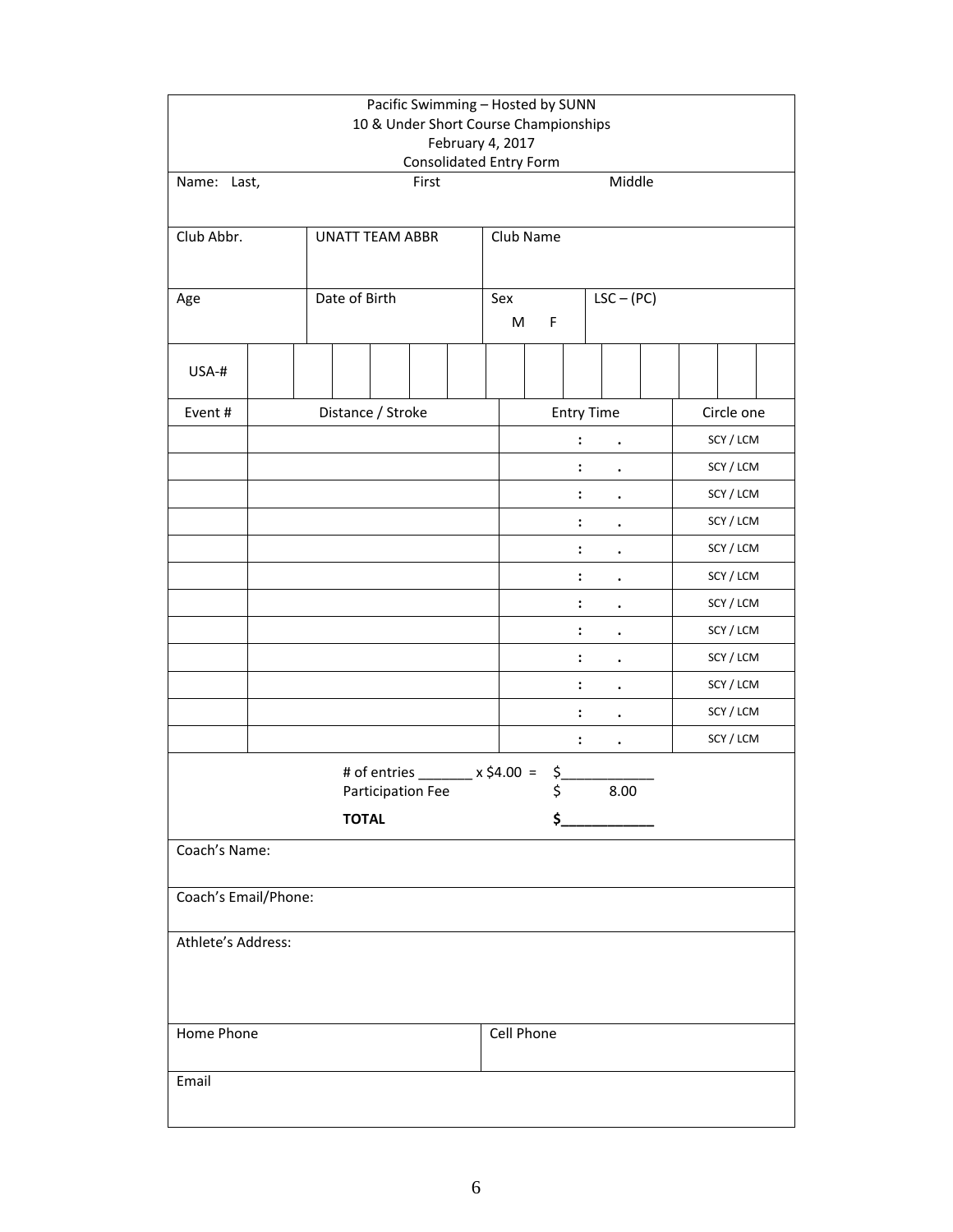Pacific Swimming – Hosted by SUNN
10 & Under Short Course Championships
February 4, 2017
Consolidated Entry Form

| Name: Last, | First | Middle |
|---|---|---|
| | | |

| Club Abbr. | UNATT TEAM ABBR | Club Name |
|---|---|---|
| | | |

| Age | Date of Birth | Sex M F | LSC – (PC) |
|---|---|---|---|
| | | | |

| USA-# | | | | | | | | | | | | | | |
|---|---|---|---|---|---|---|---|---|---|---|---|---|---|---|

| Event # | Distance / Stroke | Entry Time | Circle one |
|---|---|---|---|
| | | : . | SCY / LCM |
| | | : . | SCY / LCM |
| | | : . | SCY / LCM |
| | | : . | SCY / LCM |
| | | : . | SCY / LCM |
| | | : . | SCY / LCM |
| | | : . | SCY / LCM |
| | | : . | SCY / LCM |
| | | : . | SCY / LCM |
| | | : . | SCY / LCM |
| | | : . | SCY / LCM |
| | | : . | SCY / LCM |

# of entries _______ x $4.00 = $____________
Participation Fee $ 8.00

**TOTAL** **$____________**

| Coach's Name: |
|---|
| Coach's Email/Phone: |
| Athlete's Address: |

| Home Phone | Cell Phone |
|---|---|
| | |

| Email |
|---|
| |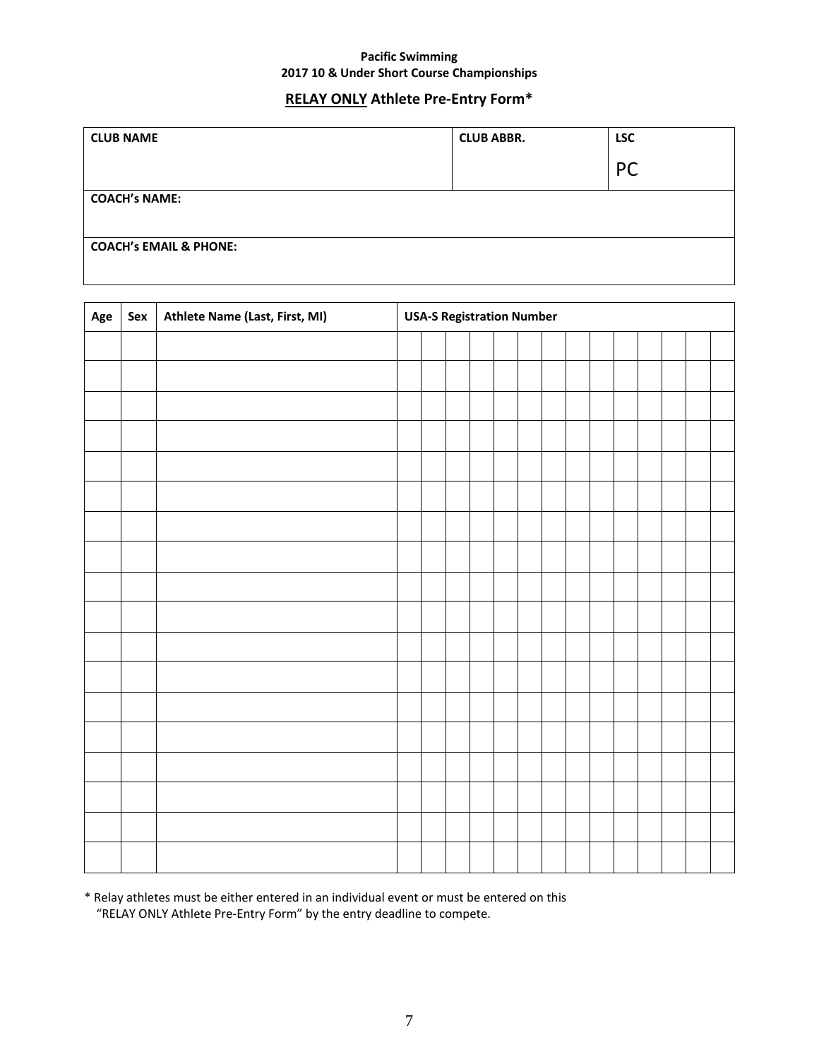**Pacific Swimming**
**2017 10 & Under Short Course Championships**

## RELAY ONLY Athlete Pre-Entry Form*

| CLUB NAME | CLUB ABBR. | LSC |
|---|---|---|
| | | PC |
| COACH's NAME: | | |
| COACH's EMAIL & PHONE: | | |

| Age | Sex | Athlete Name (Last, First, MI) | USA-S Registration Number | | | | | | | | | | | | | |
|---|---|---|---|---|---|---|---|---|---|---|---|---|---|---|---|---|
| | | | | | | | | | | | | | | | | |
| | | | | | | | | | | | | | | | | |
| | | | | | | | | | | | | | | | | |
| | | | | | | | | | | | | | | | | |
| | | | | | | | | | | | | | | | | |
| | | | | | | | | | | | | | | | | |
| | | | | | | | | | | | | | | | | |
| | | | | | | | | | | | | | | | | |
| | | | | | | | | | | | | | | | | |
| | | | | | | | | | | | | | | | | |
| | | | | | | | | | | | | | | | | |
| | | | | | | | | | | | | | | | | |
| | | | | | | | | | | | | | | | | |
| | | | | | | | | | | | | | | | | |
| | | | | | | | | | | | | | | | | |
| | | | | | | | | | | | | | | | | |
| | | | | | | | | | | | | | | | | |
| | | | | | | | | | | | | | | | | |

* Relay athletes must be either entered in an individual event or must be entered on this "RELAY ONLY Athlete Pre-Entry Form" by the entry deadline to compete.